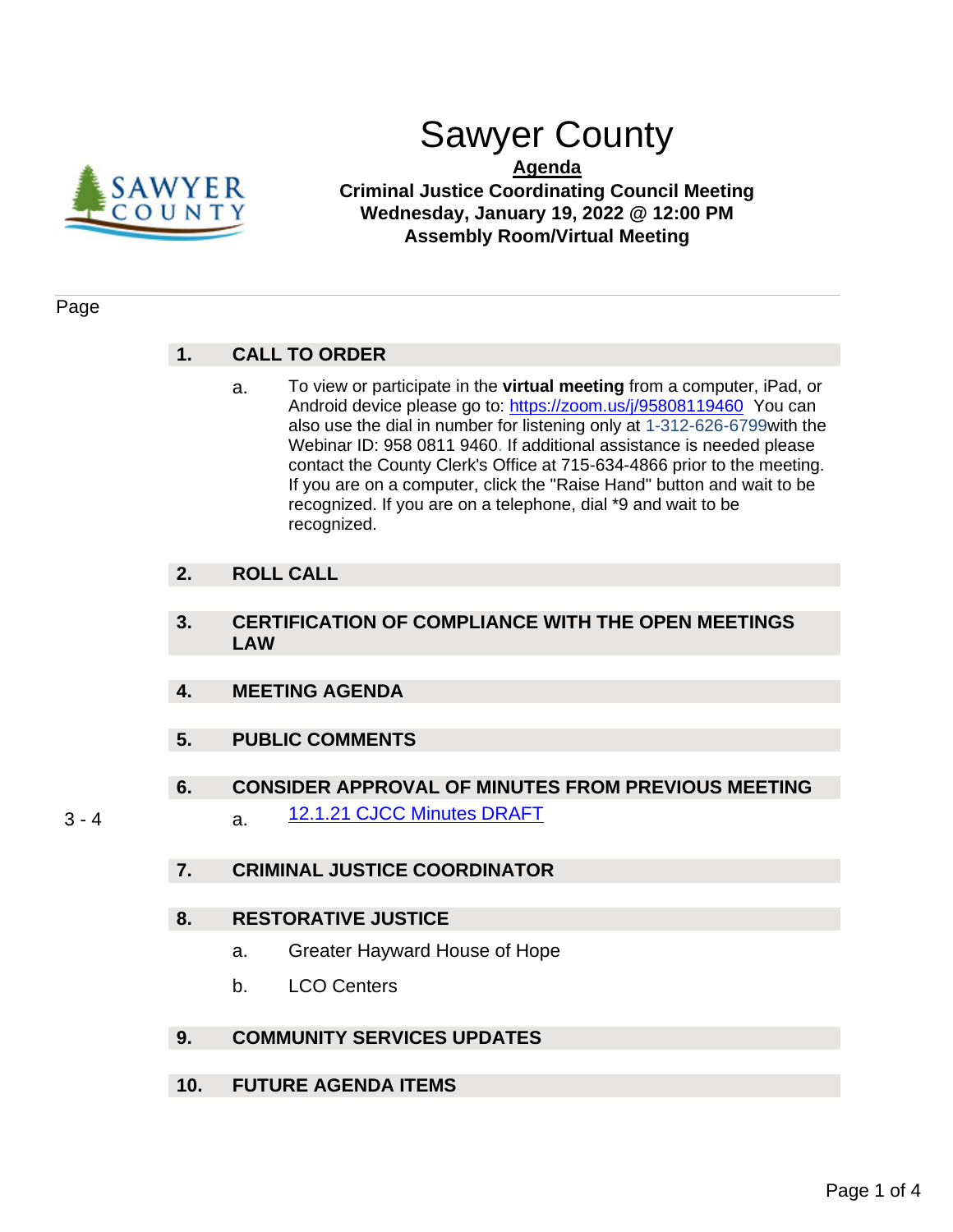# Sawyer County

**Agenda**

**Criminal Justice Coordinating Council Meeting**
**Wednesday, January 19, 2022 @ 12:00 PM**
**Assembly Room/Virtual Meeting**

Page

## 1. CALL TO ORDER

a. To view or participate in the **virtual meeting** from a computer, iPad, or Android device please go to: https://zoom.us/j/95808119460 You can also use the dial in number for listening only at 1-312-626-6799 with the Webinar ID: 958 0811 9460. If additional assistance is needed please contact the County Clerk's Office at 715-634-4866 prior to the meeting. If you are on a computer, click the "Raise Hand" button and wait to be recognized. If you are on a telephone, dial *9 and wait to be recognized.

## 2. ROLL CALL

## 3. CERTIFICATION OF COMPLIANCE WITH THE OPEN MEETINGS LAW

## 4. MEETING AGENDA

## 5. PUBLIC COMMENTS

## 6. CONSIDER APPROVAL OF MINUTES FROM PREVIOUS MEETING

3 - 4 a. 12.1.21 CJCC Minutes DRAFT

## 7. CRIMINAL JUSTICE COORDINATOR

## 8. RESTORATIVE JUSTICE

a. Greater Hayward House of Hope

b. LCO Centers

## 9. COMMUNITY SERVICES UPDATES

## 10. FUTURE AGENDA ITEMS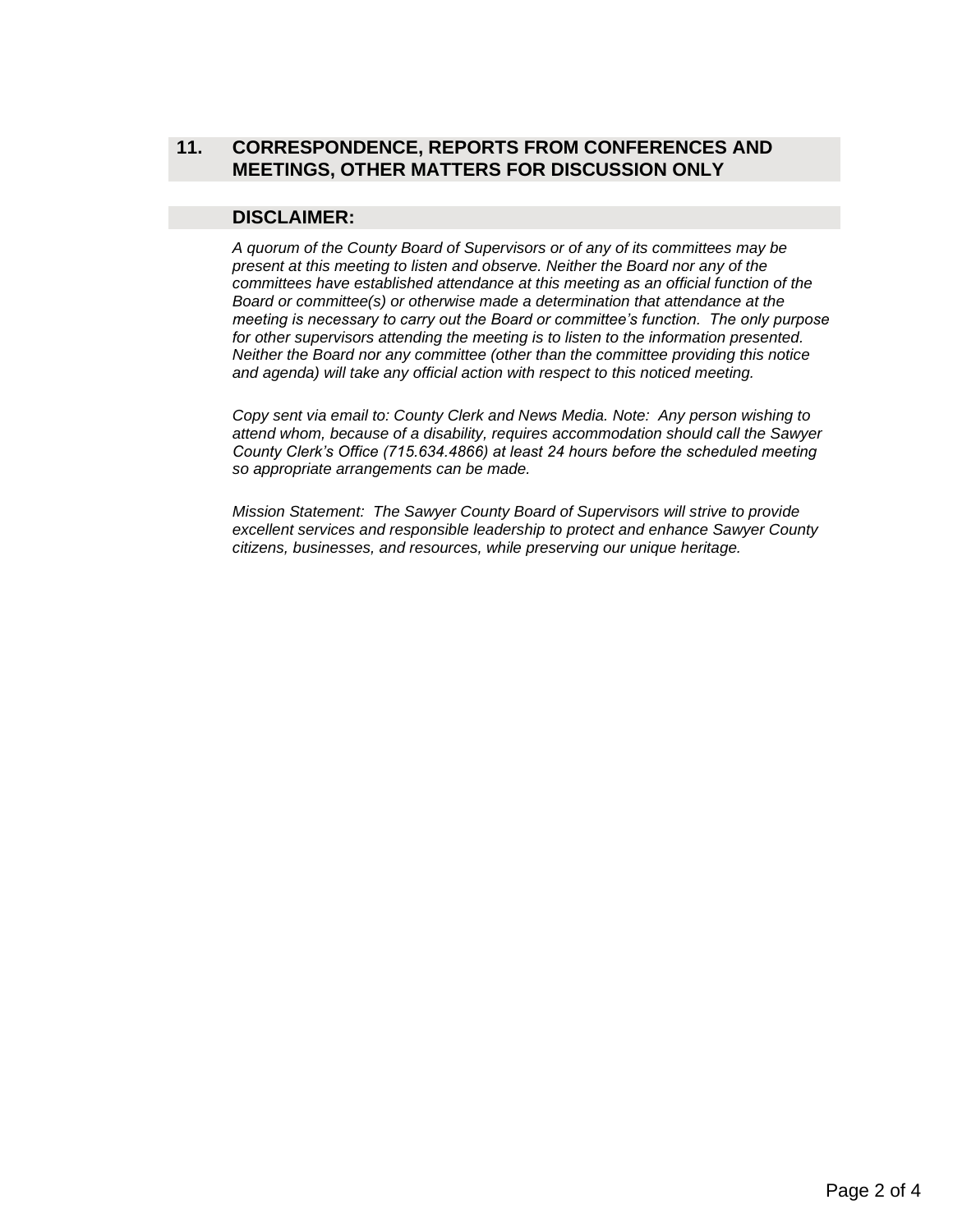## 11. CORRESPONDENCE, REPORTS FROM CONFERENCES AND MEETINGS, OTHER MATTERS FOR DISCUSSION ONLY

## DISCLAIMER:

*A quorum of the County Board of Supervisors or of any of its committees may be present at this meeting to listen and observe. Neither the Board nor any of the committees have established attendance at this meeting as an official function of the Board or committee(s) or otherwise made a determination that attendance at the meeting is necessary to carry out the Board or committee's function. The only purpose for other supervisors attending the meeting is to listen to the information presented. Neither the Board nor any committee (other than the committee providing this notice and agenda) will take any official action with respect to this noticed meeting.*

*Copy sent via email to: County Clerk and News Media. Note: Any person wishing to attend whom, because of a disability, requires accommodation should call the Sawyer County Clerk's Office (715.634.4866) at least 24 hours before the scheduled meeting so appropriate arrangements can be made.*

*Mission Statement: The Sawyer County Board of Supervisors will strive to provide excellent services and responsible leadership to protect and enhance Sawyer County citizens, businesses, and resources, while preserving our unique heritage.*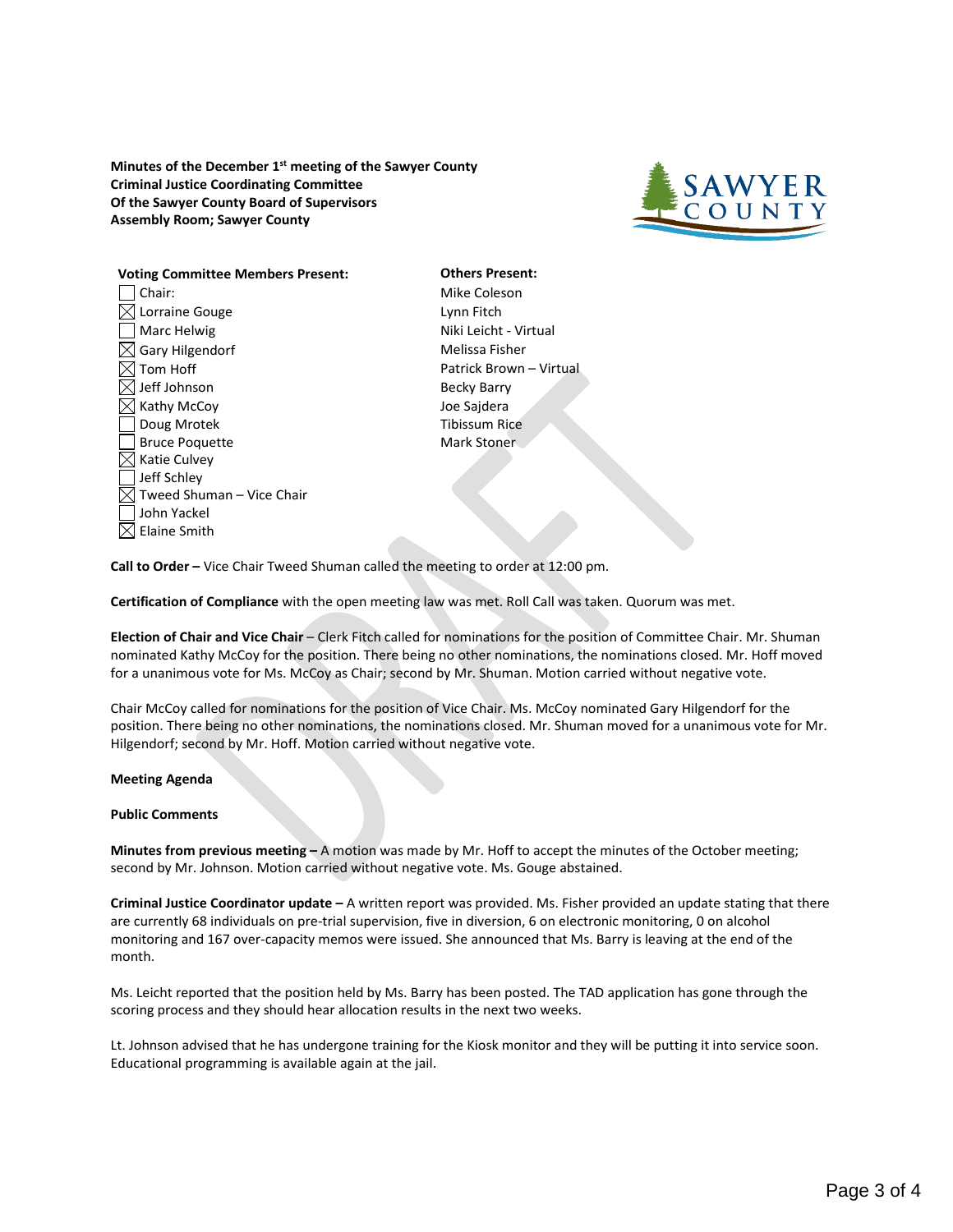**Minutes of the December 1st meeting of the Sawyer County Criminal Justice Coordinating Committee Of the Sawyer County Board of Supervisors Assembly Room; Sawyer County**

**Voting Committee Members Present:**

- ☐ Chair:
- ☒ Lorraine Gouge
- ☐ Marc Helwig
- ☒ Gary Hilgendorf
- ☒ Tom Hoff
- ☒ Jeff Johnson
- ☒ Kathy McCoy
- ☐ Doug Mrotek
- ☐ Bruce Poquette
- ☒ Katie Culvey
- ☐ Jeff Schley
- ☒ Tweed Shuman – Vice Chair
- ☐ John Yackel
- ☒ Elaine Smith

**Others Present:**

Mike Coleson
Lynn Fitch
Niki Leicht - Virtual
Melissa Fisher
Patrick Brown – Virtual
Becky Barry
Joe Sajdera
Tibissum Rice
Mark Stoner

**Call to Order –** Vice Chair Tweed Shuman called the meeting to order at 12:00 pm.

**Certification of Compliance** with the open meeting law was met. Roll Call was taken. Quorum was met.

**Election of Chair and Vice Chair** – Clerk Fitch called for nominations for the position of Committee Chair. Mr. Shuman nominated Kathy McCoy for the position. There being no other nominations, the nominations closed. Mr. Hoff moved for a unanimous vote for Ms. McCoy as Chair; second by Mr. Shuman. Motion carried without negative vote.

Chair McCoy called for nominations for the position of Vice Chair. Ms. McCoy nominated Gary Hilgendorf for the position. There being no other nominations, the nominations closed. Mr. Shuman moved for a unanimous vote for Mr. Hilgendorf; second by Mr. Hoff. Motion carried without negative vote.

**Meeting Agenda**

**Public Comments**

**Minutes from previous meeting –** A motion was made by Mr. Hoff to accept the minutes of the October meeting; second by Mr. Johnson. Motion carried without negative vote. Ms. Gouge abstained.

**Criminal Justice Coordinator update –** A written report was provided. Ms. Fisher provided an update stating that there are currently 68 individuals on pre-trial supervision, five in diversion, 6 on electronic monitoring, 0 on alcohol monitoring and 167 over-capacity memos were issued. She announced that Ms. Barry is leaving at the end of the month.

Ms. Leicht reported that the position held by Ms. Barry has been posted. The TAD application has gone through the scoring process and they should hear allocation results in the next two weeks.

Lt. Johnson advised that he has undergone training for the Kiosk monitor and they will be putting it into service soon. Educational programming is available again at the jail.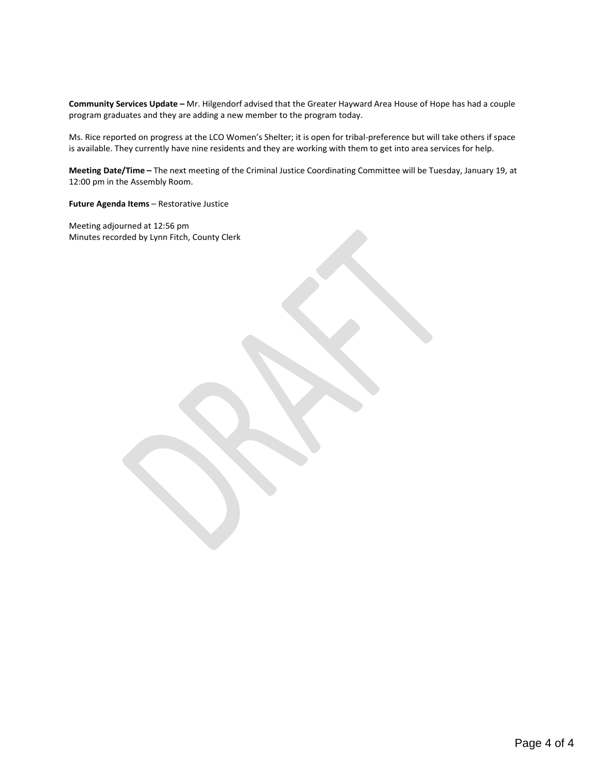**Community Services Update –** Mr. Hilgendorf advised that the Greater Hayward Area House of Hope has had a couple program graduates and they are adding a new member to the program today.

Ms. Rice reported on progress at the LCO Women's Shelter; it is open for tribal-preference but will take others if space is available. They currently have nine residents and they are working with them to get into area services for help.

**Meeting Date/Time –** The next meeting of the Criminal Justice Coordinating Committee will be Tuesday, January 19, at 12:00 pm in the Assembly Room.

**Future Agenda Items** – Restorative Justice

Meeting adjourned at 12:56 pm
Minutes recorded by Lynn Fitch, County Clerk

DRAFT